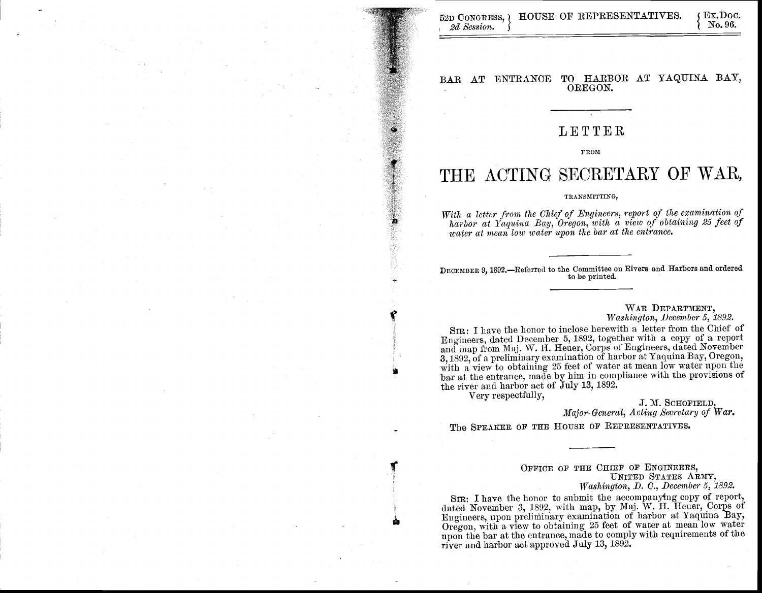52D CONGRESS, 2d Session. | HOUSE OF REPRESENTATIVES. | Ex. Doc. No. 96.

# BAR AT ENTRANCE TO HARBOR AT YAQUINA BAY, OREGON.

## LETTER

FROM

# THE ACTING SECRETARY OF WAR,

TRANSMITTING,

*With a letter from the Chief of Engineers, report of the examination of harbor at Yaquina Bay, Oregon, with a view of obtaining 25 feet of water at mean low water upon the bar at the entrance.*

DECEMBER 9, 1892.—Referred to the Committee on Rivers and Harbors and ordered to be printed.

WAR DEPARTMENT,
*Washington, December 5, 1892.*

SIR: I have the honor to inclose herewith a letter from the Chief of Engineers, dated December 5, 1892, together with a copy of a report and map from Maj. W. H. Heuer, Corps of Engineers, dated November 3, 1892, of a preliminary examination of harbor at Yaquina Bay, Oregon, with a view to obtaining 25 feet of water at mean low water upon the bar at the entrance, made by him in compliance with the provisions of the river and harbor act of July 13, 1892.

Very respectfully,

J. M. SCHOFIELD,
*Major-General, Acting Secretary of War.*

The SPEAKER OF THE HOUSE OF REPRESENTATIVES.

OFFICE OF THE CHIEF OF ENGINEERS,
UNITED STATES ARMY,
*Washington, D. C., December 5, 1892.*

SIR: I have the honor to submit the accompanying copy of report, dated November 3, 1892, with map, by Maj. W. H. Heuer, Corps of Engineers, upon preliminary examination of harbor at Yaquina Bay, Oregon, with a view to obtaining 25 feet of water at mean low water upon the bar at the entrance, made to comply with requirements of the river and harbor act approved July 13, 1892.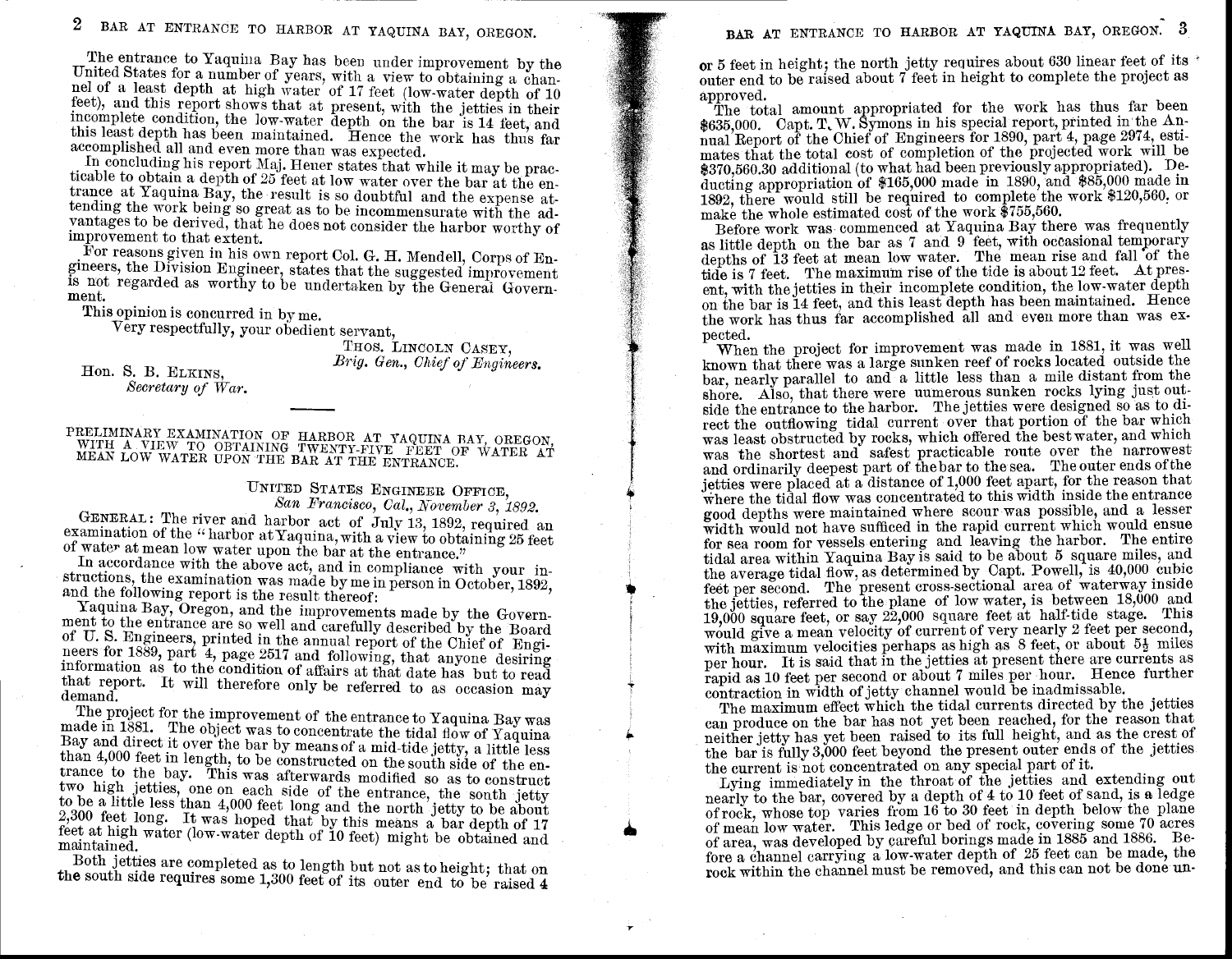The entrance to Yaquina Bay has been under improvement by the United States for a number of years, with a view to obtaining a channel of a least depth at high water of 17 feet (low-water depth of 10 feet), and this report shows that at present, with the jetties in their incomplete condition, the low-water depth on the bar is 14 feet, and this least depth has been maintained. Hence the work has thus far accomplished all and even more than was expected.

In concluding his report Maj. Heuer states that while it may be practicable to obtain a depth of 25 feet at low water over the bar at the entrance at Yaquina Bay, the result is so doubtful and the expense attending the work being so great as to be incommensurate with the advantages to be derived, that he does not consider the harbor worthy of improvement to that extent.

For reasons given in his own report Col. G. H. Mendell, Corps of Engineers, the Division Engineer, states that the suggested improvement is not regarded as worthy to be undertaken by the General Government.

This opinion is concurred in by me.

Very respectfully, your obedient servant,

THOS. LINCOLN CASEY,
*Brig. Gen., Chief of Engineers.*

Hon. S. B. ELKINS,
*Secretary of War.*

---

PRELIMINARY EXAMINATION OF HARBOR AT YAQUINA BAY, OREGON, WITH A VIEW TO OBTAINING TWENTY-FIVE FEET OF WATER AT MEAN LOW WATER UPON THE BAR AT THE ENTRANCE.

UNITED STATES ENGINEER OFFICE,
*San Francisco, Cal., November 3, 1892.*

GENERAL: The river and harbor act of July 13, 1892, required an examination of the "harbor at Yaquina, with a view to obtaining 25 feet of water at mean low water upon the bar at the entrance."

In accordance with the above act, and in compliance with your instructions, the examination was made by me in person in October, 1892, and the following report is the result thereof:

Yaquina Bay, Oregon, and the improvements made by the Government to the entrance are so well and carefully described by the Board of U. S. Engineers, printed in the annual report of the Chief of Engineers for 1889, part 4, page 2517 and following, that anyone desiring information as to the condition of affairs at that date has but to read that report. It will therefore only be referred to as occasion may demand.

The project for the improvement of the entrance to Yaquina Bay was made in 1881. The object was to concentrate the tidal flow of Yaquina Bay and direct it over the bar by means of a mid-tide jetty, a little less than 4,000 feet in length, to be constructed on the south side of the entrance to the bay. This was afterwards modified so as to construct two high jetties, one on each side of the entrance, the south jetty to be a little less than 4,000 feet long and the north jetty to be about 2,300 feet long. It was hoped that by this means a bar depth of 17 feet at high water (low-water depth of 10 feet) might be obtained and maintained.

Both jetties are completed as to length but not as to height; that on the south side requires some 1,300 feet of its outer end to be raised 4 or 5 feet in height; the north jetty requires about 630 linear feet of its outer end to be raised about 7 feet in height to complete the project as approved.

The total amount appropriated for the work has thus far been $635,000. Capt. T. W. Symons in his special report, printed in the Annual Report of the Chief of Engineers for 1890, part 4, page 2974, estimates that the total cost of completion of the projected work will be $370,560.30 additional (to what had been previously appropriated). Deducting appropriation of $165,000 made in 1890, and $85,000 made in 1892, there would still be required to complete the work $120,560, or make the whole estimated cost of the work $755,560.

Before work was commenced at Yaquina Bay there was frequently as little depth on the bar as 7 and 9 feet, with occasional temporary depths of 13 feet at mean low water. The mean rise and fall of the tide is 7 feet. The maximum rise of the tide is about 12 feet. At present, with the jetties in their incomplete condition, the low-water depth on the bar is 14 feet, and this least depth has been maintained. Hence the work has thus far accomplished all and even more than was expected.

When the project for improvement was made in 1881, it was well known that there was a large sunken reef of rocks located outside the bar, nearly parallel to and a little less than a mile distant from the shore. Also, that there were numerous sunken rocks lying just outside the entrance to the harbor. The jetties were designed so as to direct the outflowing tidal current over that portion of the bar which was least obstructed by rocks, which offered the best water, and which was the shortest and safest practicable route over the narrowest and ordinarily deepest part of the bar to the sea. The outer ends of the jetties were placed at a distance of 1,000 feet apart, for the reason that where the tidal flow was concentrated to this width inside the entrance good depths were maintained where scour was possible, and a lesser width would not have sufficed in the rapid current which would ensue for sea room for vessels entering and leaving the harbor. The entire tidal area within Yaquina Bay is said to be about 5 square miles, and the average tidal flow, as determined by Capt. Powell, is 40,000 cubic feet per second. The present cross-sectional area of waterway inside the jetties, referred to the plane of low water, is between 18,000 and 19,000 square feet, or say 22,000 square feet at half-tide stage. This would give a mean velocity of current of very nearly 2 feet per second, with maximum velocities perhaps as high as 8 feet, or about 5½ miles per hour. It is said that in the jetties at present there are currents as rapid as 10 feet per second or about 7 miles per hour. Hence further contraction in width of jetty channel would be inadmissable.

The maximum effect which the tidal currents directed by the jetties can produce on the bar has not yet been reached, for the reason that neither jetty has yet been raised to its full height, and as the crest of the bar is fully 3,000 feet beyond the present outer ends of the jetties the current is not concentrated on any special part of it.

Lying immediately in the throat of the jetties and extending out nearly to the bar, covered by a depth of 4 to 10 feet of sand, is a ledge of rock, whose top varies from 16 to 30 feet in depth below the plane of mean low water. This ledge or bed of rock, covering some 70 acres of area, was developed by careful borings made in 1885 and 1886. Before a channel carrying a low-water depth of 25 feet can be made, the rock within the channel must be removed, and this can not be done un-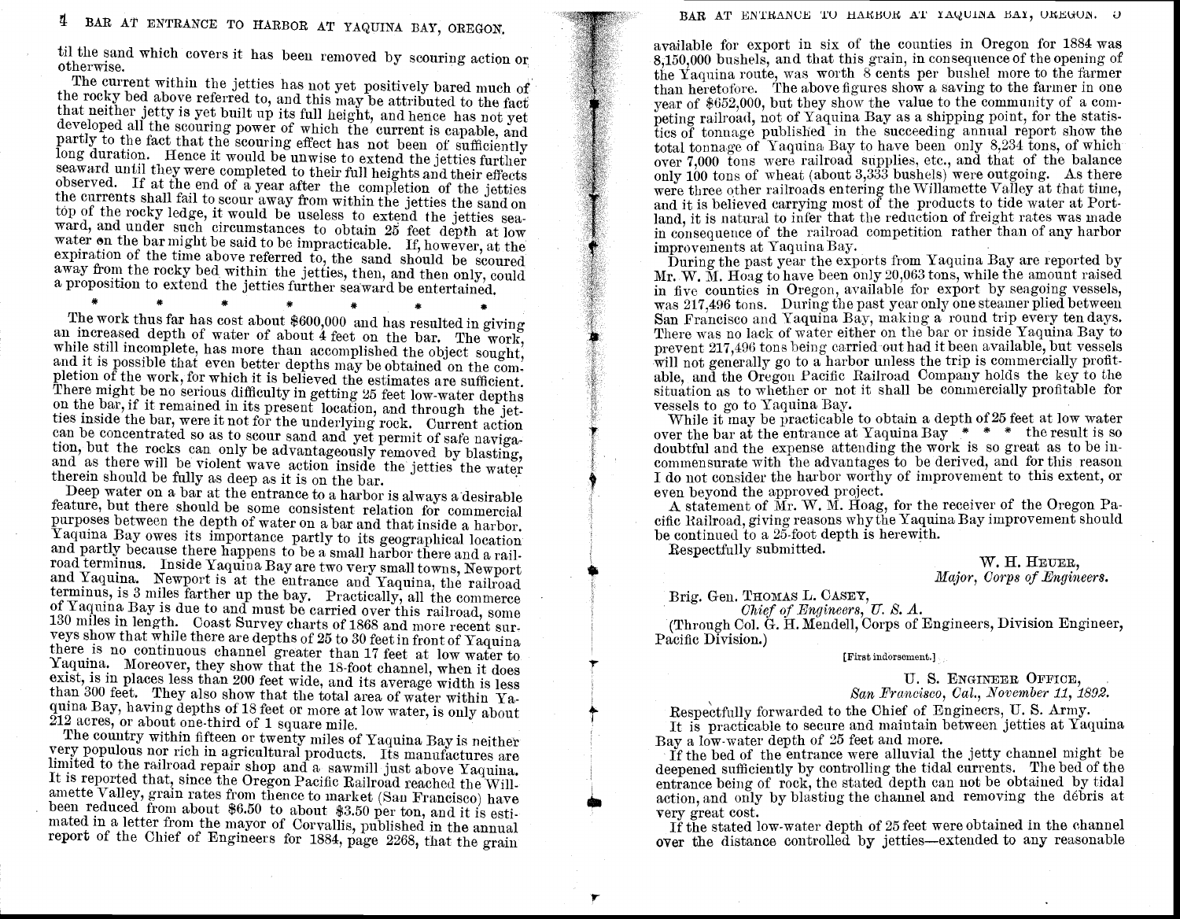til the sand which covers it has been removed by scouring action or otherwise.

The current within the jetties has not yet positively bared much of the rocky bed above referred to, and this may be attributed to the fact that neither jetty is yet built up its full height, and hence has not yet developed all the scouring power of which the current is capable, and partly to the fact that the scouring effect has not been of sufficiently long duration. Hence it would be unwise to extend the jetties further seaward until they were completed to their full heights and their effects observed. If at the end of a year after the completion of the jetties the currents shall fail to scour away from within the jetties the sand on top of the rocky ledge, it would be useless to extend the jetties seaward, and under such circumstances to obtain 25 feet depth at low water on the bar might be said to be impracticable. If, however, at the expiration of the time above referred to, the sand should be scoured away from the rocky bed within the jetties, then, and then only, could a proposition to extend the jetties further seaward be entertained.

\* \* \* \* \* \* \*

The work thus far has cost about $600,000 and has resulted in giving an increased depth of water of about 4 feet on the bar. The work, while still incomplete, has more than accomplished the object sought, and it is possible that even better depths may be obtained on the completion of the work, for which it is believed the estimates are sufficient. There might be no serious difficulty in getting 25 feet low-water depths on the bar, if it remained in its present location, and through the jetties inside the bar, were it not for the underlying rock. Current action can be concentrated so as to scour sand and yet permit of safe navigation, but the rocks can only be advantageously removed by blasting, and as there will be violent wave action inside the jetties the water therein should be fully as deep as it is on the bar.

Deep water on a bar at the entrance to a harbor is always a desirable feature, but there should be some consistent relation for commercial purposes between the depth of water on a bar and that inside a harbor. Yaquina Bay owes its importance partly to its geographical location and partly because there happens to be a small harbor there and a railroad terminus. Inside Yaquina Bay are two very small towns, Newport and Yaquina. Newport is at the entrance and Yaquina, the railroad terminus, is 3 miles farther up the bay. Practically, all the commerce of Yaquina Bay is due to and must be carried over this railroad, some 130 miles in length. Coast Survey charts of 1868 and more recent surveys show that while there are depths of 25 to 30 feet in front of Yaquina there is no continuous channel greater than 17 feet at low water to Yaquina. Moreover, they show that the 18-foot channel, when it does exist, is in places less than 200 feet wide, and its average width is less than 300 feet. They also show that the total area of water within Yaquina Bay, having depths of 18 feet or more at low water, is only about 212 acres, or about one-third of 1 square mile.

The country within fifteen or twenty miles of Yaquina Bay is neither very populous nor rich in agricultural products. Its manufactures are limited to the railroad repair shop and a sawmill just above Yaquina. It is reported that, since the Oregon Pacific Railroad reached the Willamette Valley, grain rates from thence to market (San Francisco) have been reduced from about $6.50 to about $3.50 per ton, and it is estimated in a letter from the mayor of Corvallis, published in the annual report of the Chief of Engineers for 1884, page 2268, that the grain available for export in six of the counties in Oregon for 1884 was 8,150,000 bushels, and that this grain, in consequence of the opening of the Yaquina route, was worth 8 cents per bushel more to the farmer than heretofore. The above figures show a saving to the farmer in one year of $652,000, but they show the value to the community of a competing railroad, not of Yaquina Bay as a shipping point, for the statistics of tonnage published in the succeeding annual report show the total tonnage of Yaquina Bay to have been only 8,234 tons, of which over 7,000 tons were railroad supplies, etc., and that of the balance only 100 tons of wheat (about 3,333 bushels) were outgoing. As there were three other railroads entering the Willamette Valley at that time, and it is believed carrying most of the products to tide water at Portland, it is natural to infer that the reduction of freight rates was made in consequence of the railroad competition rather than of any harbor improvements at Yaquina Bay.

During the past year the exports from Yaquina Bay are reported by Mr. W. M. Hoag to have been only 20,063 tons, while the amount raised in five counties in Oregon, available for export by seagoing vessels, was 217,496 tons. During the past year only one steamer plied between San Francisco and Yaquina Bay, making a round trip every ten days. There was no lack of water either on the bar or inside Yaquina Bay to prevent 217,496 tons being carried out had it been available, but vessels will not generally go to a harbor unless the trip is commercially profitable, and the Oregon Pacific Railroad Company holds the key to the situation as to whether or not it shall be commercially profitable for vessels to go to Yaquina Bay.

While it may be practicable to obtain a depth of 25 feet at low water over the bar at the entrance at Yaquina Bay \* \* \* the result is so doubtful and the expense attending the work is so great as to be incommensurate with the advantages to be derived, and for this reason I do not consider the harbor worthy of improvement to this extent, or even beyond the approved project.

A statement of Mr. W. M. Hoag, for the receiver of the Oregon Pacific Railroad, giving reasons why the Yaquina Bay improvement should be continued to a 25-foot depth is herewith.

Respectfully submitted.

W. H. HEUER,
*Major, Corps of Engineers.*

Brig. Gen. THOMAS L. CASEY,
*Chief of Engineers, U. S. A.*

(Through Col. G. H. Mendell, Corps of Engineers, Division Engineer, Pacific Division.)

[First indorsement.]

U. S. ENGINEER OFFICE,
*San Francisco, Cal., November 11, 1892.*

Respectfully forwarded to the Chief of Engineers, U. S. Army.

It is practicable to secure and maintain between jetties at Yaquina Bay a low-water depth of 25 feet and more.

If the bed of the entrance were alluvial the jetty channel might be deepened sufficiently by controlling the tidal currents. The bed of the entrance being of rock, the stated depth can not be obtained by tidal action, and only by blasting the channel and removing the débris at very great cost.

If the stated low-water depth of 25 feet were obtained in the channel over the distance controlled by jetties—extended to any reasonable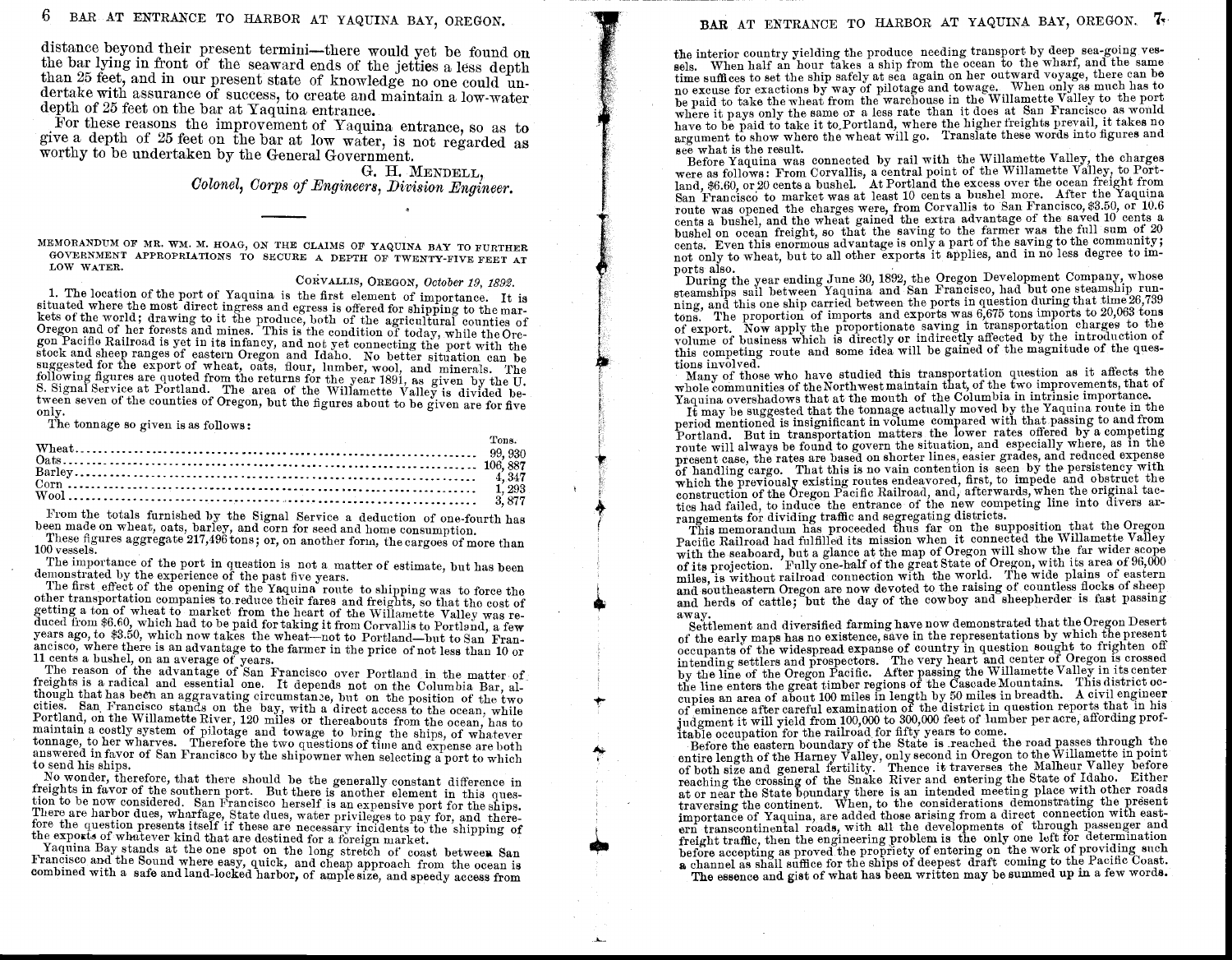distance beyond their present termini—there would yet be found on the bar lying in front of the seaward ends of the jetties a less depth than 25 feet, and in our present state of knowledge no one could undertake with assurance of success, to create and maintain a low-water depth of 25 feet on the bar at Yaquina entrance.

For these reasons the improvement of Yaquina entrance, so as to give a depth of 25 feet on the bar at low water, is not regarded as worthy to be undertaken by the General Government.

G. H. MENDELL,
*Colonel, Corps of Engineers, Division Engineer.*

---

MEMORANDUM OF MR. WM. M. HOAG, ON THE CLAIMS OF YAQUINA BAY TO FURTHER GOVERNMENT APPROPRIATIONS TO SECURE A DEPTH OF TWENTY-FIVE FEET AT LOW WATER.

CORVALLIS, OREGON, *October 19, 1892.*

1. The location of the port of Yaquina is the first element of importance. It is situated where the most direct ingress and egress is offered for shipping to the markets of the world; drawing to it the produce, both of the agricultural counties of Oregon and of her forests and mines. This is the condition of today, while the Oregon Pacific Railroad is yet in its infancy, and not yet connecting the port with the stock and sheep ranges of eastern Oregon and Idaho. No better situation can be suggested for the export of wheat, oats, flour, lumber, wool, and minerals. The following figures are quoted from the returns for the year 1891, as given by the U. S. Signal Service at Portland. The area of the Willamette Valley is divided between seven of the counties of Oregon, but the figures about to be given are for five only.

The tonnage so given is as follows:

| | Tons. |
|---|---|
| Wheat | 99,930 |
| Oats | 106,887 |
| Barley | 4,347 |
| Corn | 1,293 |
| Wool | 3,877 |

From the totals furnished by the Signal Service a deduction of one-fourth has been made on wheat, oats, barley, and corn for seed and home consumption.

These figures aggregate 217,496 tons; or, on another form, the cargoes of more than 100 vessels.

The importance of the port in question is not a matter of estimate, but has been demonstrated by the experience of the past five years.

The first effect of the opening of the Yaquina route to shipping was to force the other transportation companies to reduce their fares and freights, so that the cost of getting a ton of wheat to market from the heart of the Willamette Valley was reduced from $6.60, which had to be paid for taking it from Corvallis to Portland, a few years ago, to $3.50, which now takes the wheat—not to Portland—but to San Francisco, where there is an advantage to the farmer in the price of not less than 10 or 11 cents a bushel, on an average of years.

The reason of the advantage of San Francisco over Portland in the matter of freights is a radical and essential one. It depends not on the Columbia Bar, although that has been an aggravating circumstance, but on the position of the two cities. San Francisco stands on the bay, with a direct access to the ocean, while Portland, on the Willamette River, 120 miles or thereabouts from the ocean, has to maintain a costly system of pilotage and towage to bring the ships, of whatever tonnage, to her wharves. Therefore the two questions of time and expense are both answered in favor of San Francisco by the shipowner when selecting a port to which to send his ships.

No wonder, therefore, that there should be the generally constant difference in freights in favor of the southern port. But there is another element in this question to be now considered. San Francisco herself is an expensive port for the ships. There are harbor dues, wharfage, State dues, water privileges to pay for, and therefore the question presents itself if these are necessary incidents to the shipping of the exports of whatever kind that are destined for a foreign market.

Yaquina Bay stands at the one spot on the long stretch of coast between San Francisco and the Sound where easy, quick, and cheap approach from the ocean is combined with a safe and land-locked harbor, of ample size, and speedy access from the interior country yielding the produce needing transport by deep sea-going vessels. When half an hour takes a ship from the ocean to the wharf, and the same time suffices to set the ship safely at sea again on her outward voyage, there can be no excuse for exactions by way of pilotage and towage. When only as much has to be paid to take the wheat from the warehouse in the Willamette Valley to the port where it pays only the same or a less rate than it does at San Francisco as would have to be paid to take it to Portland, where the higher freights prevail, it takes no argument to show where the wheat will go. Translate these words into figures and see what is the result.

Before Yaquina was connected by rail with the Willamette Valley, the charges were as follows: From Corvallis, a central point of the Willamette Valley, to Portland, $6.60, or 20 cents a bushel. At Portland the excess over the ocean freight from San Francisco to market was at least 10 cents a bushel more. After the Yaquina route was opened the charges were, from Corvallis to San Francisco, $3.50, or 10.6 cents a bushel, and the wheat gained the extra advantage of the saved 10 cents a bushel on ocean freight, so that the saving to the farmer was the full sum of 20 cents. Even this enormous advantage is only a part of the saving to the community; not only to wheat, but to all other exports it applies, and in no less degree to imports also.

During the year ending June 30, 1892, the Oregon Development Company, whose steamships sail between Yaquina and San Francisco, had but one steamship running, and this one ship carried between the ports in question during that time 26,739 tons. The proportion of imports and exports was 6,675 tons imports to 20,063 tons of export. Now apply the proportionate saving in transportation charges to the volume of business which is directly or indirectly affected by the introduction of this competing route and some idea will be gained of the magnitude of the questions involved.

Many of those who have studied this transportation question as it affects the whole communities of the Northwest maintain that, of the two improvements, that of Yaquina overshadows that at the mouth of the Columbia in intrinsic importance.

It may be suggested that the tonnage actually moved by the Yaquina route in the period mentioned is insignificant in volume compared with that passing to and from Portland. But in transportation matters the lower rates offered by a competing route will always be found to govern the situation, and especially where, as in the present case, the rates are based on shorter lines, easier grades, and reduced expense of handling cargo. That this is no vain contention is seen by the persistency with which the previously existing routes endeavored, first, to impede and obstruct the construction of the Oregon Pacific Railroad, and, afterwards, when the original tactics had failed, to induce the entrance of the new competing line into divers arrangements for dividing traffic and segregating districts.

This memorandum has proceeded thus far on the supposition that the Oregon Pacific Railroad had fulfilled its mission when it connected the Willamette Valley with the seaboard, but a glance at the map of Oregon will show the far wider scope of its projection. Fully one-half of the great State of Oregon, with its area of 96,000 miles, is without railroad connection with the world. The wide plains of eastern and southeastern Oregon are now devoted to the raising of countless flocks of sheep and herds of cattle; but the day of the cowboy and sheepherder is fast passing away.

Settlement and diversified farming have now demonstrated that the Oregon Desert of the early maps has no existence, save in the representations by which the present occupants of the widespread expanse of country in question sought to frighten off intending settlers and prospectors. The very heart and center of Oregon is crossed by the line of the Oregon Pacific. After passing the Willamette Valley in its center the line enters the great timber regions of the Cascade Mountains. This district occupies an area of about 100 miles in length by 50 miles in breadth. A civil engineer of eminence after careful examination of the district in question reports that in his judgment it will yield from 100,000 to 300,000 feet of lumber per acre, affording profitable occupation for the railroad for fifty years to come.

Before the eastern boundary of the State is reached the road passes through the entire length of the Harney Valley, only second in Oregon to the Willamette in point of both size and general fertility. Thence it traverses the Malheur Valley before reaching the crossing of the Snake River and entering the State of Idaho. Either at or near the State boundary there is an intended meeting place with other roads traversing the continent. When, to the considerations demonstrating the present importance of Yaquina, are added those arising from a direct connection with eastern transcontinental roads, with all the developments of through passenger and freight traffic, then the engineering problem is the only one left for determination before accepting as proved the propriety of entering on the work of providing such a channel as shall suffice for the ships of deepest draft coming to the Pacific Coast.

The essence and gist of what has been written may be summed up in a few words.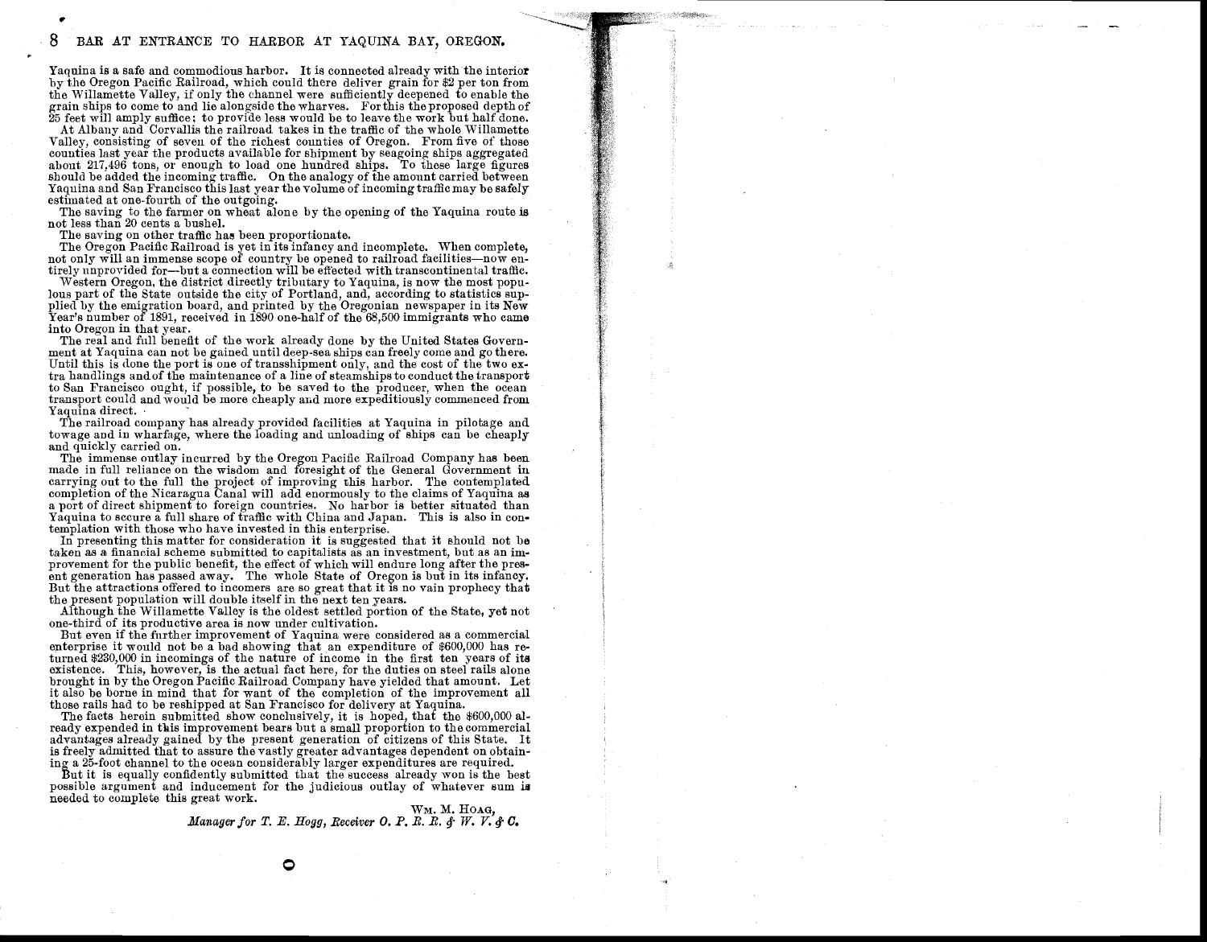Yaquina is a safe and commodious harbor. It is connected already with the interior by the Oregon Pacific Railroad, which could there deliver grain for $2 per ton from the Willamette Valley, if only the channel were sufficiently deepened to enable the grain ships to come to and lie alongside the wharves. For this the proposed depth of 25 feet will amply suffice; to provide less would be to leave the work but half done.

At Albany and Corvallis the railroad takes in the traffic of the whole Willamette Valley, consisting of seven of the richest counties of Oregon. From five of those counties last year the products available for shipment by seagoing ships aggregated about 217,496 tons, or enough to load one hundred ships. To these large figures should be added the incoming traffic. On the analogy of the amount carried between Yaquina and San Francisco this last year the volume of incoming traffic may be safely estimated at one-fourth of the outgoing.

The saving to the farmer on wheat alone by the opening of the Yaquina route is not less than 20 cents a bushel.

The saving on other traffic has been proportionate.

The Oregon Pacific Railroad is yet in its infancy and incomplete. When complete, not only will an immense scope of country be opened to railroad facilities—now entirely unprovided for—but a connection will be effected with transcontinental traffic.

Western Oregon, the district directly tributary to Yaquina, is now the most populous part of the State outside the city of Portland, and, according to statistics supplied by the emigration board, and printed by the Oregonian newspaper in its New Year's number of 1891, received in 1890 one-half of the 68,500 immigrants who came into Oregon in that year.

The real and full benefit of the work already done by the United States Government at Yaquina can not be gained until deep-sea ships can freely come and go there. Until this is done the port is one of transshipment only, and the cost of the two extra handlings and of the maintenance of a line of steamships to conduct the transport to San Francisco ought, if possible, to be saved to the producer, when the ocean transport could and would be more cheaply and more expeditiously commenced from Yaquina direct.

The railroad company has already provided facilities at Yaquina in pilotage and towage and in wharfage, where the loading and unloading of ships can be cheaply and quickly carried on.

The immense outlay incurred by the Oregon Pacific Railroad Company has been made in full reliance on the wisdom and foresight of the General Government in carrying out to the full the project of improving this harbor. The contemplated completion of the Nicaragua Canal will add enormously to the claims of Yaquina as a port of direct shipment to foreign countries. No harbor is better situated than Yaquina to secure a full share of traffic with China and Japan. This is also in contemplation with those who have invested in this enterprise.

In presenting this matter for consideration it is suggested that it should not be taken as a financial scheme submitted to capitalists as an investment, but as an improvement for the public benefit, the effect of which will endure long after the present generation has passed away. The whole State of Oregon is but in its infancy. But the attractions offered to incomers are so great that it is no vain prophecy that the present population will double itself in the next ten years.

Although the Willamette Valley is the oldest settled portion of the State, yet not one-third of its productive area is now under cultivation.

But even if the further improvement of Yaquina were considered as a commercial enterprise it would not be a bad showing that an expenditure of $600,000 has returned $230,000 in incomings of the nature of income in the first ten years of its existence. This, however, is the actual fact here, for the duties on steel rails alone brought in by the Oregon Pacific Railroad Company have yielded that amount. Let it also be borne in mind that for want of the completion of the improvement all those rails had to be reshipped at San Francisco for delivery at Yaquina.

The facts herein submitted show conclusively, it is hoped, that the $600,000 already expended in this improvement bears but a small proportion to the commercial advantages already gained by the present generation of citizens of this State. It is freely admitted that to assure the vastly greater advantages dependent on obtaining a 25-foot channel to the ocean considerably larger expenditures are required.

But it is equally confidently submitted that the success already won is the best possible argument and inducement for the judicious outlay of whatever sum is needed to complete this great work.

WM. M. HOAG,

*Manager for T. E. Hogg, Receiver O. P. R. R. & W. V. & C.*